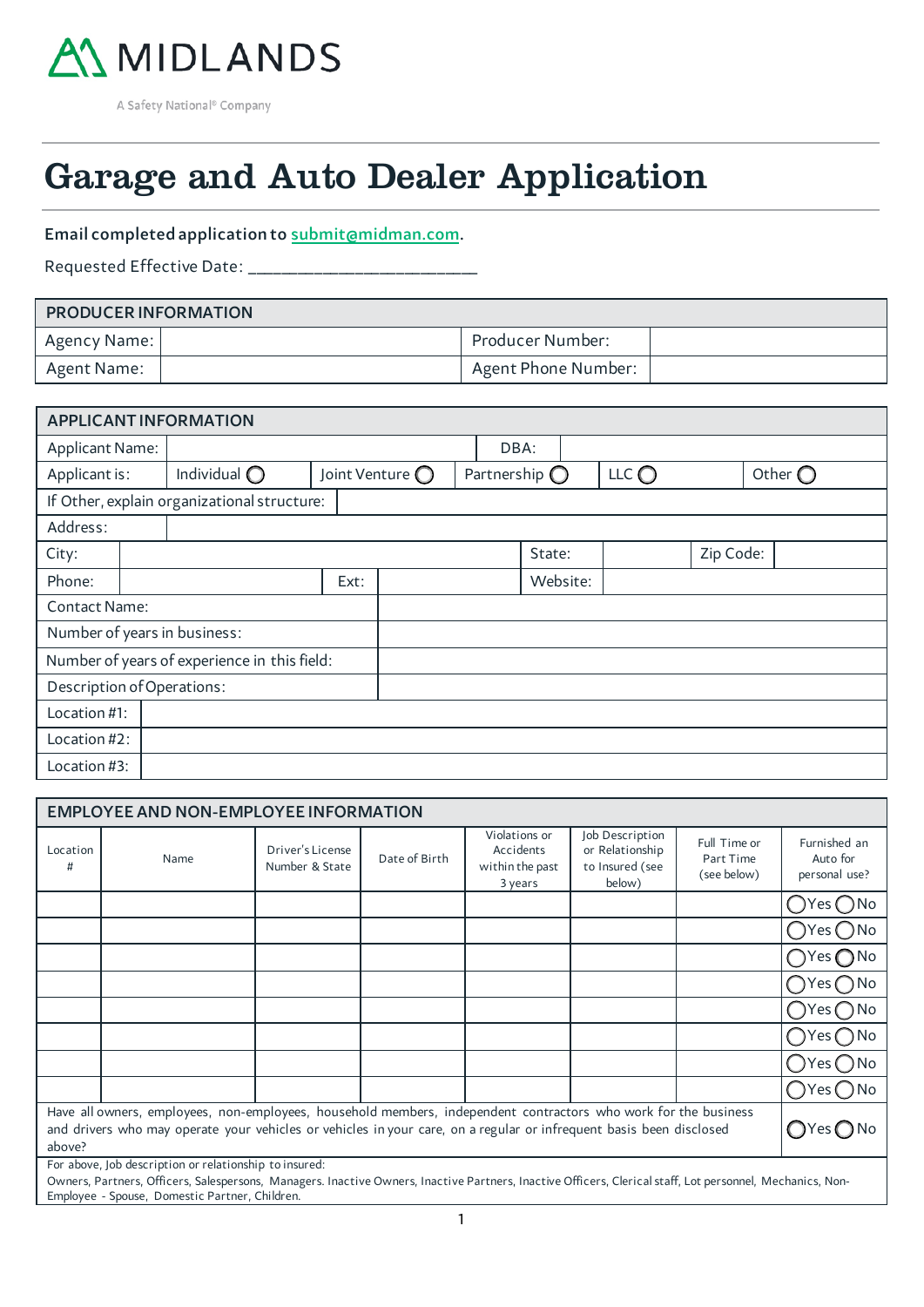MIDLANDS

A Safety National® Company

# Garage and Auto Dealer Application

**Email completed application to submit@midman.com.**

Requested Effective Date: ___________________________

| PRODUCER INFORMATION | | | |
|---|---|---|---|
| Agency Name: | | Producer Number: | |
| Agent Name: | | Agent Phone Number: | |

| APPLICANT INFORMATION | | | | | | |
|---|---|---|---|---|---|---|
| Applicant Name: | | | DBA: | | | |
| Applicant is: | Individual ◯ | Joint Venture ◯ | Partnership ◯ | LLC ◯ | | Other ◯ |
| If Other, explain organizational structure: | | | | | | |
| Address: | | | | | | |
| City: | | | State: | | Zip Code: | |
| Phone: | | Ext: | Website: | | | |
| Contact Name: | | | | | | |
| Number of years in business: | | | | | | |
| Number of years of experience in this field: | | | | | | |
| Description of Operations: | | | | | | |
| Location #1: | | | | | | |
| Location #2: | | | | | | |
| Location #3: | | | | | | |

| EMPLOYEE AND NON-EMPLOYEE INFORMATION | | | | | | | |
|---|---|---|---|---|---|---|---|
| Location # | Name | Driver's License Number & State | Date of Birth | Violations or Accidents within the past 3 years | Job Description or Relationship to Insured (see below) | Full Time or Part Time (see below) | Furnished an Auto for personal use? |
| | | | | | | | ◯Yes ◯No |
| | | | | | | | ◯Yes ◯No |
| | | | | | | | ◯Yes ◯No |
| | | | | | | | ◯Yes ◯No |
| | | | | | | | ◯Yes ◯No |
| | | | | | | | ◯Yes ◯No |
| | | | | | | | ◯Yes ◯No |
| | | | | | | | ◯Yes ◯No |
| Have all owners, employees, non-employees, household members, independent contractors who work for the business and drivers who may operate your vehicles or vehicles in your care, on a regular or infrequent basis been disclosed above? | | | | | | | ◯Yes ◯No |

For above, Job description or relationship to insured:
Owners, Partners, Officers, Salespersons, Managers. Inactive Owners, Inactive Partners, Inactive Officers, Clerical staff, Lot personnel, Mechanics, Non-Employee - Spouse, Domestic Partner, Children.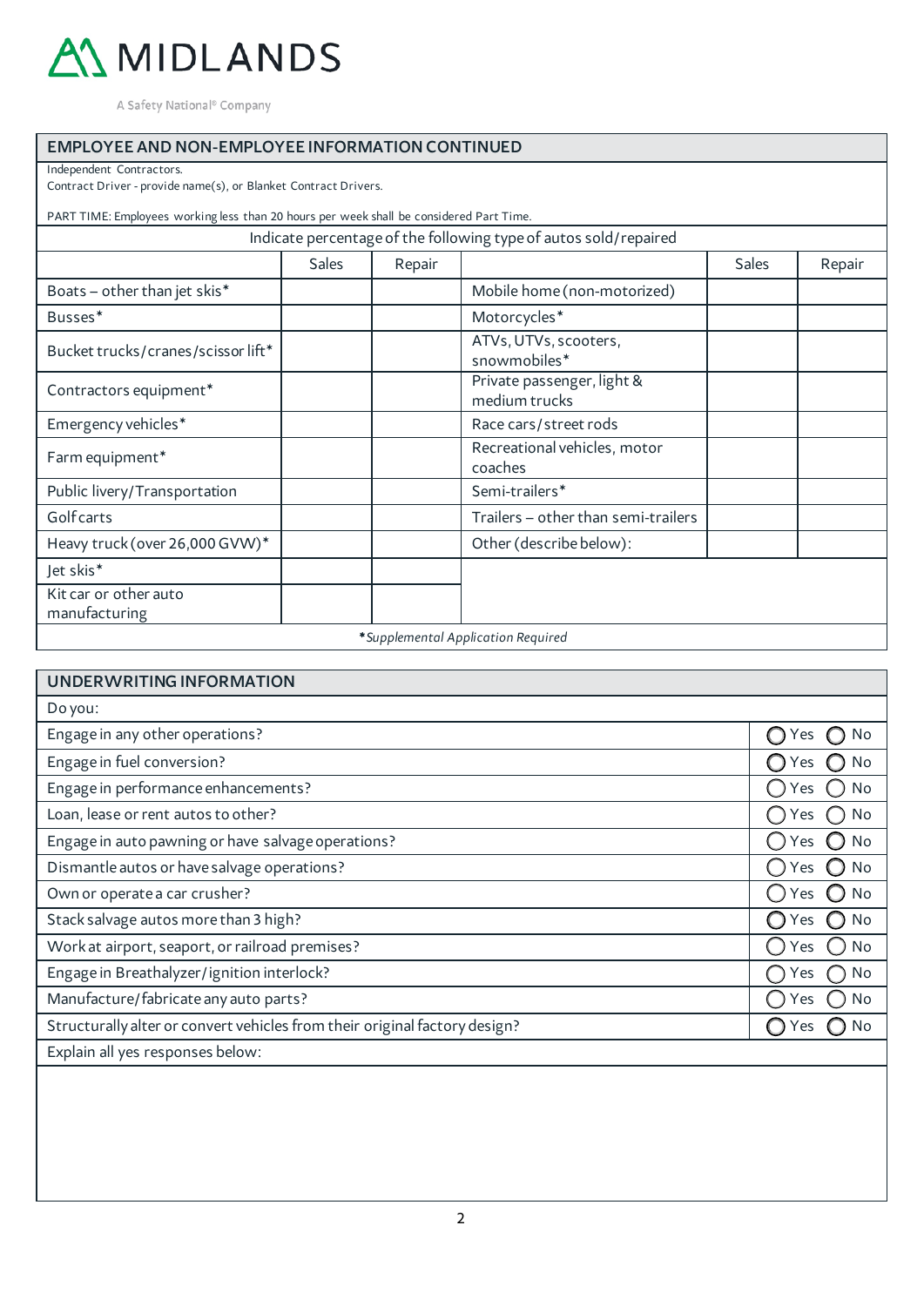## EMPLOYEE AND NON-EMPLOYEE INFORMATION CONTINUED

Independent Contractors.
Contract Driver - provide name(s), or Blanket Contract Drivers.

PART TIME: Employees working less than 20 hours per week shall be considered Part Time.

| Indicate percentage of the following type of autos sold/repaired | | | | | |
|---|---|---|---|---|---|
| | Sales | Repair | | Sales | Repair |
| Boats – other than jet skis* | | | Mobile home (non-motorized) | | |
| Busses* | | | Motorcycles* | | |
| Bucket trucks/cranes/scissor lift* | | | ATVs, UTVs, scooters, snowmobiles* | | |
| Contractors equipment* | | | Private passenger, light & medium trucks | | |
| Emergency vehicles* | | | Race cars/street rods | | |
| Farm equipment* | | | Recreational vehicles, motor coaches | | |
| Public livery/Transportation | | | Semi-trailers* | | |
| Golf carts | | | Trailers – other than semi-trailers | | |
| Heavy truck (over 26,000 GVW)* | | | Other (describe below): | | |
| Jet skis* | | | | | |
| Kit car or other auto manufacturing | | | | | |

**\*Supplemental Application Required*

## UNDERWRITING INFORMATION

| Do you: | |
|---|---|
| Engage in any other operations? | ◯ Yes ◯ No |
| Engage in fuel conversion? | ◯ Yes ◯ No |
| Engage in performance enhancements? | ◯ Yes ◯ No |
| Loan, lease or rent autos to other? | ◯ Yes ◯ No |
| Engage in auto pawning or have salvage operations? | ◯ Yes ◯ No |
| Dismantle autos or have salvage operations? | ◯ Yes ◯ No |
| Own or operate a car crusher? | ◯ Yes ◯ No |
| Stack salvage autos more than 3 high? | ◯ Yes ◯ No |
| Work at airport, seaport, or railroad premises? | ◯ Yes ◯ No |
| Engage in Breathalyzer/ignition interlock? | ◯ Yes ◯ No |
| Manufacture/fabricate any auto parts? | ◯ Yes ◯ No |
| Structurally alter or convert vehicles from their original factory design? | ◯ Yes ◯ No |

Explain all yes responses below: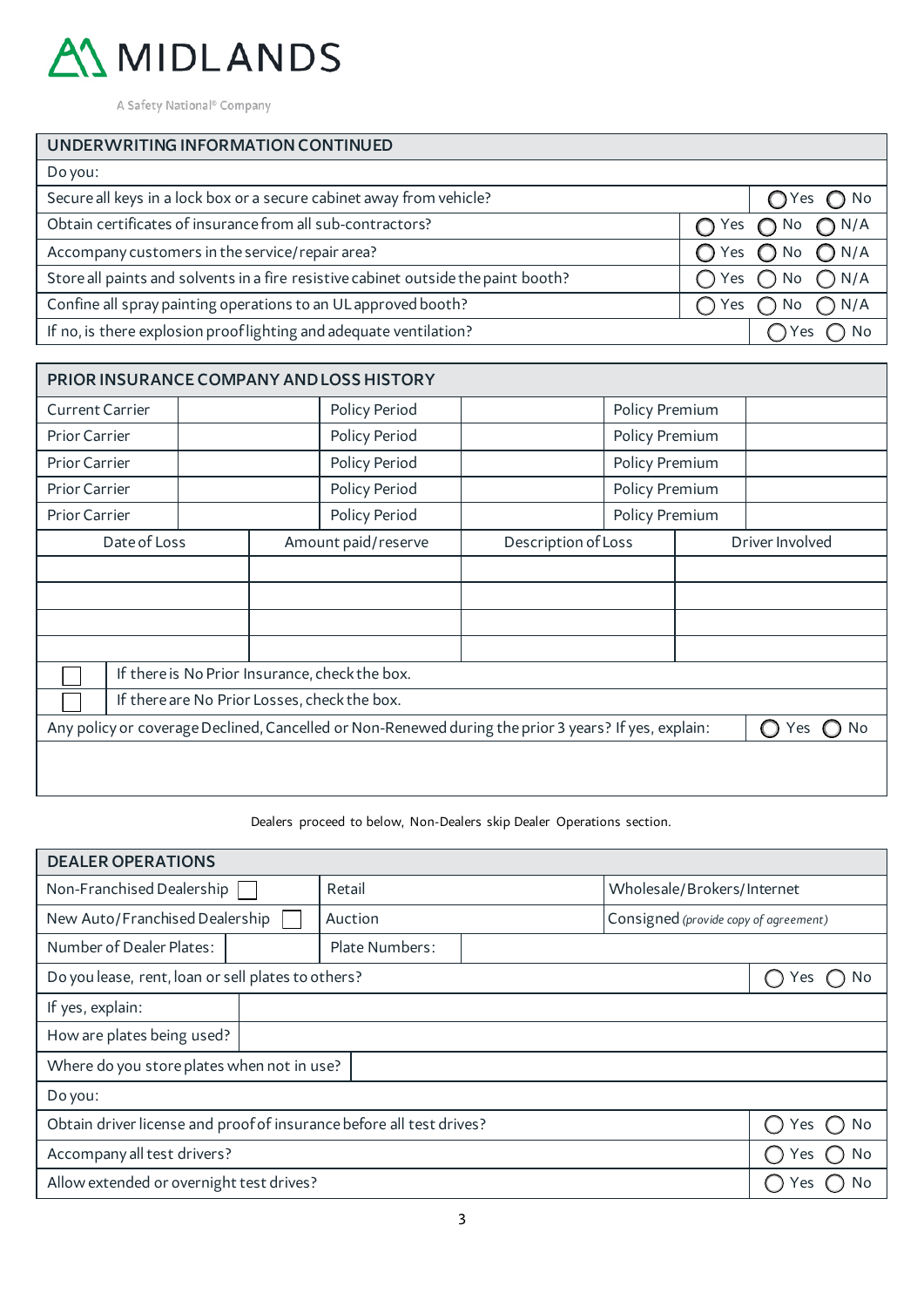# MIDLANDS

A Safety National® Company

## UNDERWRITING INFORMATION CONTINUED

| Do you: | |
|---|---|
| Secure all keys in a lock box or a secure cabinet away from vehicle? | ◯ Yes ◯ No |
| Obtain certificates of insurance from all sub-contractors? | ◯ Yes ◯ No ◯ N/A |
| Accompany customers in the service/repair area? | ◯ Yes ◯ No ◯ N/A |
| Store all paints and solvents in a fire resistive cabinet outside the paint booth? | ◯ Yes ◯ No ◯ N/A |
| Confine all spray painting operations to an UL approved booth? | ◯ Yes ◯ No ◯ N/A |
| If no, is there explosion proof lighting and adequate ventilation? | ◯ Yes ◯ No |

## PRIOR INSURANCE COMPANY AND LOSS HISTORY

| | | | | | |
|---|---|---|---|---|---|
| Current Carrier | | Policy Period | | Policy Premium | |
| Prior Carrier | | Policy Period | | Policy Premium | |
| Prior Carrier | | Policy Period | | Policy Premium | |
| Prior Carrier | | Policy Period | | Policy Premium | |
| Prior Carrier | | Policy Period | | Policy Premium | |

| Date of Loss | Amount paid/reserve | Description of Loss | Driver Involved |
|---|---|---|---|
| | | | |
| | | | |
| | | | |
| | | | |

☐ If there is No Prior Insurance, check the box.

☐ If there are No Prior Losses, check the box.

Any policy or coverage Declined, Cancelled or Non-Renewed during the prior 3 years? If yes, explain: ◯ Yes ◯ No

Dealers proceed to below, Non-Dealers skip Dealer Operations section.

## DEALER OPERATIONS

| | | |
|---|---|---|
| Non-Franchised Dealership ☐ | Retail | Wholesale/Brokers/Internet |
| New Auto/Franchised Dealership ☐ | Auction | Consigned *(provide copy of agreement)* |
| Number of Dealer Plates: | Plate Numbers: | |

| | |
|---|---|
| Do you lease, rent, loan or sell plates to others? | ◯ Yes ◯ No |
| If yes, explain: | |
| How are plates being used? | |
| Where do you store plates when not in use? | |

| Do you: | |
|---|---|
| Obtain driver license and proof of insurance before all test drives? | ◯ Yes ◯ No |
| Accompany all test drivers? | ◯ Yes ◯ No |
| Allow extended or overnight test drives? | ◯ Yes ◯ No |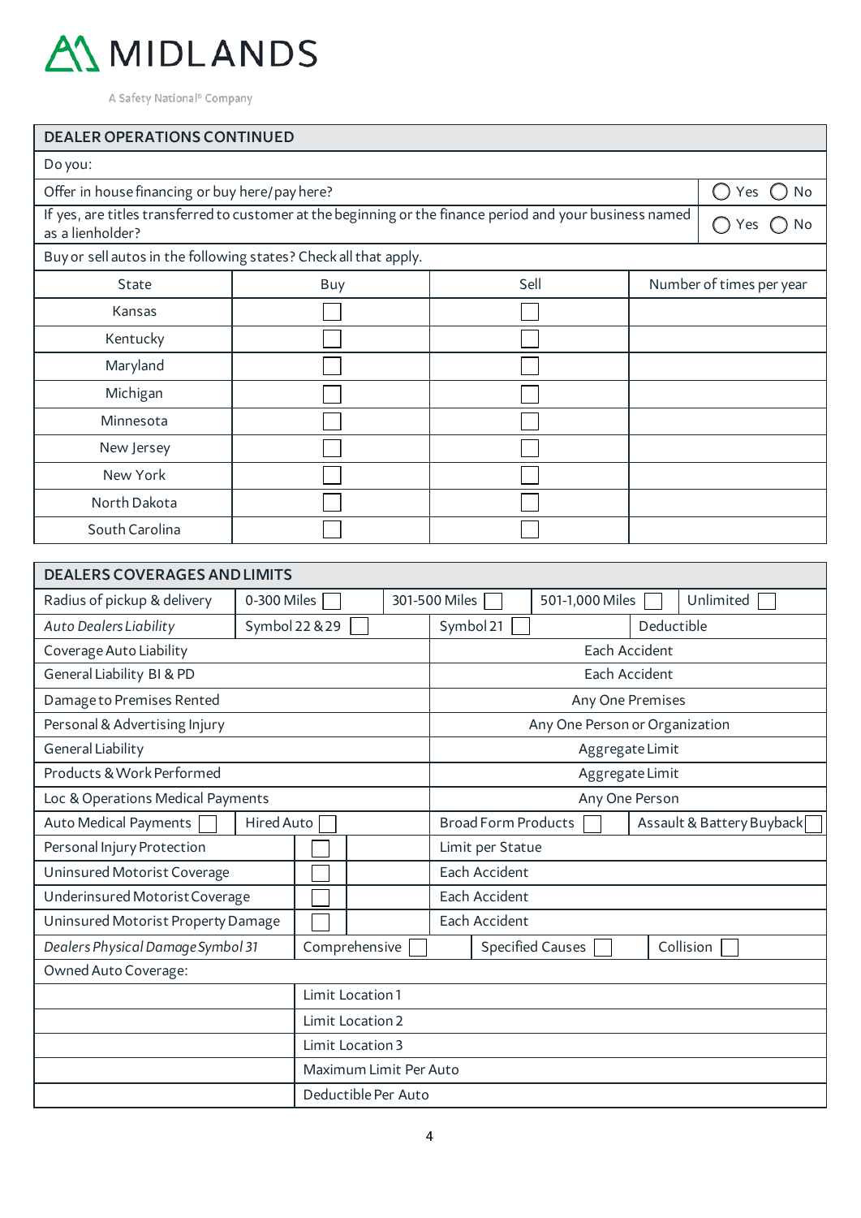MIDLANDS

A Safety National® Company

## DEALER OPERATIONS CONTINUED

Do you:

| | |
|---|---|
| Offer in house financing or buy here/pay here? | ◯ Yes ◯ No |
| If yes, are titles transferred to customer at the beginning or the finance period and your business named as a lienholder? | ◯ Yes ◯ No |

Buy or sell autos in the following states? Check all that apply.

| State | Buy | Sell | Number of times per year |
|---|---|---|---|
| Kansas | ☐ | ☐ | |
| Kentucky | ☐ | ☐ | |
| Maryland | ☐ | ☐ | |
| Michigan | ☐ | ☐ | |
| Minnesota | ☐ | ☐ | |
| New Jersey | ☐ | ☐ | |
| New York | ☐ | ☐ | |
| North Dakota | ☐ | ☐ | |
| South Carolina | ☐ | ☐ | |

## DEALERS COVERAGES AND LIMITS

| | | | | |
|---|---|---|---|---|
| Radius of pickup & delivery | 0-300 Miles ☐ | 301-500 Miles ☐ | 501-1,000 Miles ☐ | Unlimited ☐ |
| *Auto Dealers Liability* | Symbol 22 & 29 ☐ | Symbol 21 ☐ | Deductible | |
| Coverage Auto Liability | | Each Accident | | |
| General Liability BI & PD | | Each Accident | | |
| Damage to Premises Rented | | Any One Premises | | |
| Personal & Advertising Injury | | Any One Person or Organization | | |
| General Liability | | Aggregate Limit | | |
| Products & Work Performed | | Aggregate Limit | | |
| Loc & Operations Medical Payments | | Any One Person | | |
| Auto Medical Payments ☐ | Hired Auto ☐ | Broad Form Products ☐ | Assault & Battery Buyback ☐ | |
| Personal Injury Protection | ☐ | Limit per Statue | | |
| Uninsured Motorist Coverage | ☐ | Each Accident | | |
| Underinsured Motorist Coverage | ☐ | Each Accident | | |
| Uninsured Motorist Property Damage | ☐ | Each Accident | | |
| *Dealers Physical Damage Symbol 31* | Comprehensive ☐ | Specified Causes ☐ | Collision ☐ | |
| Owned Auto Coverage: | | | | |
| | Limit Location 1 | | | |
| | Limit Location 2 | | | |
| | Limit Location 3 | | | |
| | Maximum Limit Per Auto | | | |
| | Deductible Per Auto | | | |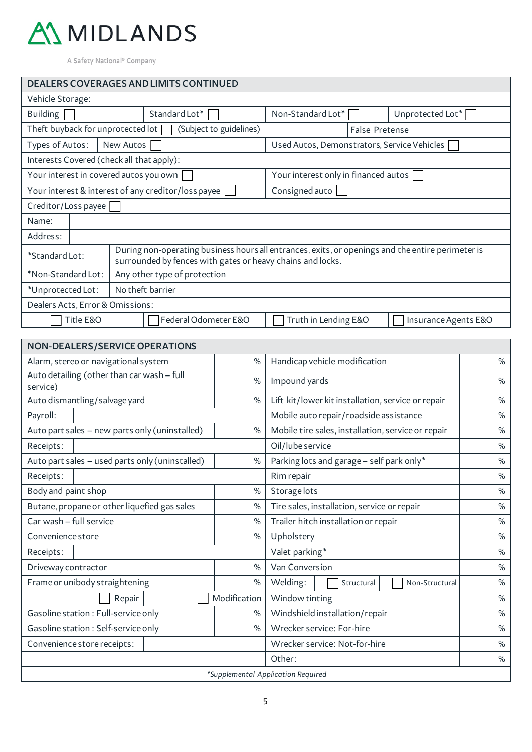MIDLANDS

A Safety National® Company

## DEALERS COVERAGES AND LIMITS CONTINUED

| | | | |
|---|---|---|---|
| Vehicle Storage: | | | |
| Building ☐ | Standard Lot* ☐ | Non-Standard Lot* ☐ | Unprotected Lot* ☐ |
| Theft buyback for unprotected lot ☐ (Subject to guidelines) | | False Pretense ☐ | |
| Types of Autos: New Autos ☐ | | Used Autos, Demonstrators, Service Vehicles ☐ | |
| Interests Covered (check all that apply): | | | |
| Your interest in covered autos you own ☐ | | Your interest only in financed autos ☐ | |
| Your interest & interest of any creditor/loss payee ☐ | | Consigned auto ☐ | |
| Creditor/Loss payee ☐ | | | |
| Name: | | | |
| Address: | | | |
| *Standard Lot: | During non-operating business hours all entrances, exits, or openings and the entire perimeter is surrounded by fences with gates or heavy chains and locks. | | |
| *Non-Standard Lot: | Any other type of protection | | |
| *Unprotected Lot: | No theft barrier | | |
| Dealers Acts, Error & Omissions: | | | |
| ☐ Title E&O | ☐ Federal Odometer E&O | ☐ Truth in Lending E&O | ☐ Insurance Agents E&O |

## NON-DEALERS/SERVICE OPERATIONS

| | | | |
|---|---|---|---|
| Alarm, stereo or navigational system | % | Handicap vehicle modification | % |
| Auto detailing (other than car wash – full service) | % | Impound yards | % |
| Auto dismantling/salvage yard | % | Lift kit/lower kit installation, service or repair | % |
| Payroll: | | Mobile auto repair/roadside assistance | % |
| Auto part sales – new parts only (uninstalled) | % | Mobile tire sales, installation, service or repair | % |
| Receipts: | | Oil/lube service | % |
| Auto part sales – used parts only (uninstalled) | % | Parking lots and garage – self park only* | % |
| Receipts: | | Rim repair | % |
| Body and paint shop | % | Storage lots | % |
| Butane, propane or other liquefied gas sales | % | Tire sales, installation, service or repair | % |
| Car wash – full service | % | Trailer hitch installation or repair | % |
| Convenience store | % | Upholstery | % |
| Receipts: | | Valet parking* | % |
| Driveway contractor | % | Van Conversion | % |
| Frame or unibody straightening | % | Welding: ☐ Structural ☐ Non-Structural | % |
| ☐ Repair ☐ Modification | | Window tinting | % |
| Gasoline station : Full-service only | % | Windshield installation/repair | % |
| Gasoline station : Self-service only | % | Wrecker service: For-hire | % |
| Convenience store receipts: | | Wrecker service: Not-for-hire | % |
| | | Other: | % |

*\*Supplemental Application Required*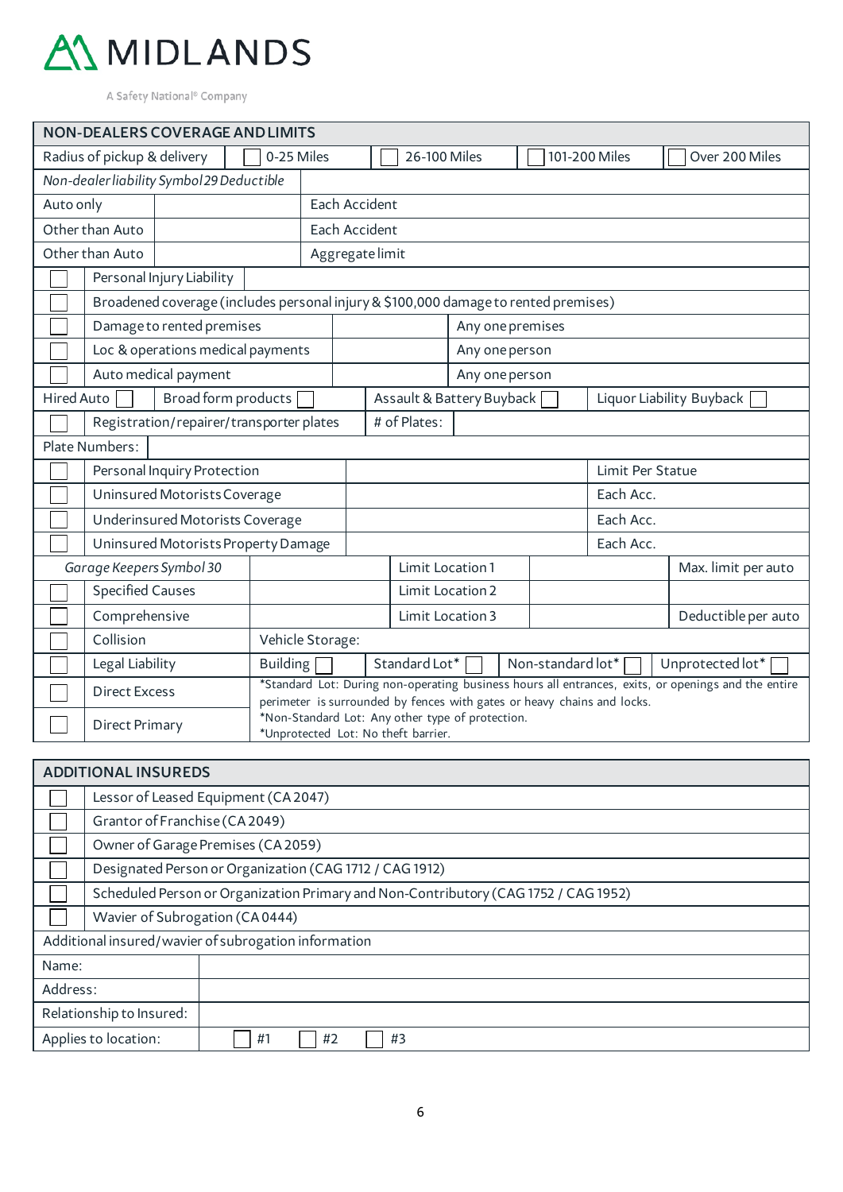# MIDLANDS

A Safety National® Company

## NON-DEALERS COVERAGE AND LIMITS

| Radius of pickup & delivery | ☐ 0-25 Miles | ☐ 26-100 Miles | ☐ 101-200 Miles | ☐ Over 200 Miles |
|---|---|---|---|---|

| *Non-dealer liability Symbol 29 Deductible* | | |
|---|---|---|
| Auto only | | Each Accident |
| Other than Auto | | Each Accident |
| Other than Auto | | Aggregate limit |

| | | | |
|---|---|---|---|
| ☐ | Personal Injury Liability | | |
| ☐ | Broadened coverage (includes personal injury & $100,000 damage to rented premises) | | |
| ☐ | Damage to rented premises | | Any one premises |
| ☐ | Loc & operations medical payments | | Any one person |
| ☐ | Auto medical payment | | Any one person |

| Hired Auto ☐ | Broad form products ☐ | Assault & Battery Buyback ☐ | Liquor Liability Buyback ☐ |
|---|---|---|---|

| | | | |
|---|---|---|---|
| ☐ | Registration/repairer/transporter plates | # of Plates: | |
| Plate Numbers: | | | |

| | | | |
|---|---|---|---|
| ☐ | Personal Inquiry Protection | | Limit Per Statue |
| ☐ | Uninsured Motorists Coverage | | Each Acc. |
| ☐ | Underinsured Motorists Coverage | | Each Acc. |
| ☐ | Uninsured Motorists Property Damage | | Each Acc. |

| | | | | | |
|---|---|---|---|---|---|
| *Garage Keepers Symbol 30* | | | Limit Location 1 | | Max. limit per auto |
| ☐ | Specified Causes | | Limit Location 2 | | |
| ☐ | Comprehensive | | Limit Location 3 | | Deductible per auto |
| ☐ | Collision | Vehicle Storage: | | | |
| ☐ | Legal Liability | Building ☐ | Standard Lot* ☐ | Non-standard lot* ☐ | Unprotected lot* ☐ |
| ☐ | Direct Excess | *Standard Lot: During non-operating business hours all entrances, exits, or openings and the entire perimeter is surrounded by fences with gates or heavy chains and locks. | | | |
| ☐ | Direct Primary | *Non-Standard Lot: Any other type of protection. *Unprotected Lot: No theft barrier. | | | |

## ADDITIONAL INSUREDS

| | |
|---|---|
| ☐ | Lessor of Leased Equipment (CA 2047) |
| ☐ | Grantor of Franchise (CA 2049) |
| ☐ | Owner of Garage Premises (CA 2059) |
| ☐ | Designated Person or Organization (CAG 1712 / CAG 1912) |
| ☐ | Scheduled Person or Organization Primary and Non-Contributory (CAG 1752 / CAG 1952) |
| ☐ | Wavier of Subrogation (CA 0444) |

| Additional insured/wavier of subrogation information | |
|---|---|
| Name: | |
| Address: | |
| Relationship to Insured: | |
| Applies to location: | ☐ #1 ☐ #2 ☐ #3 |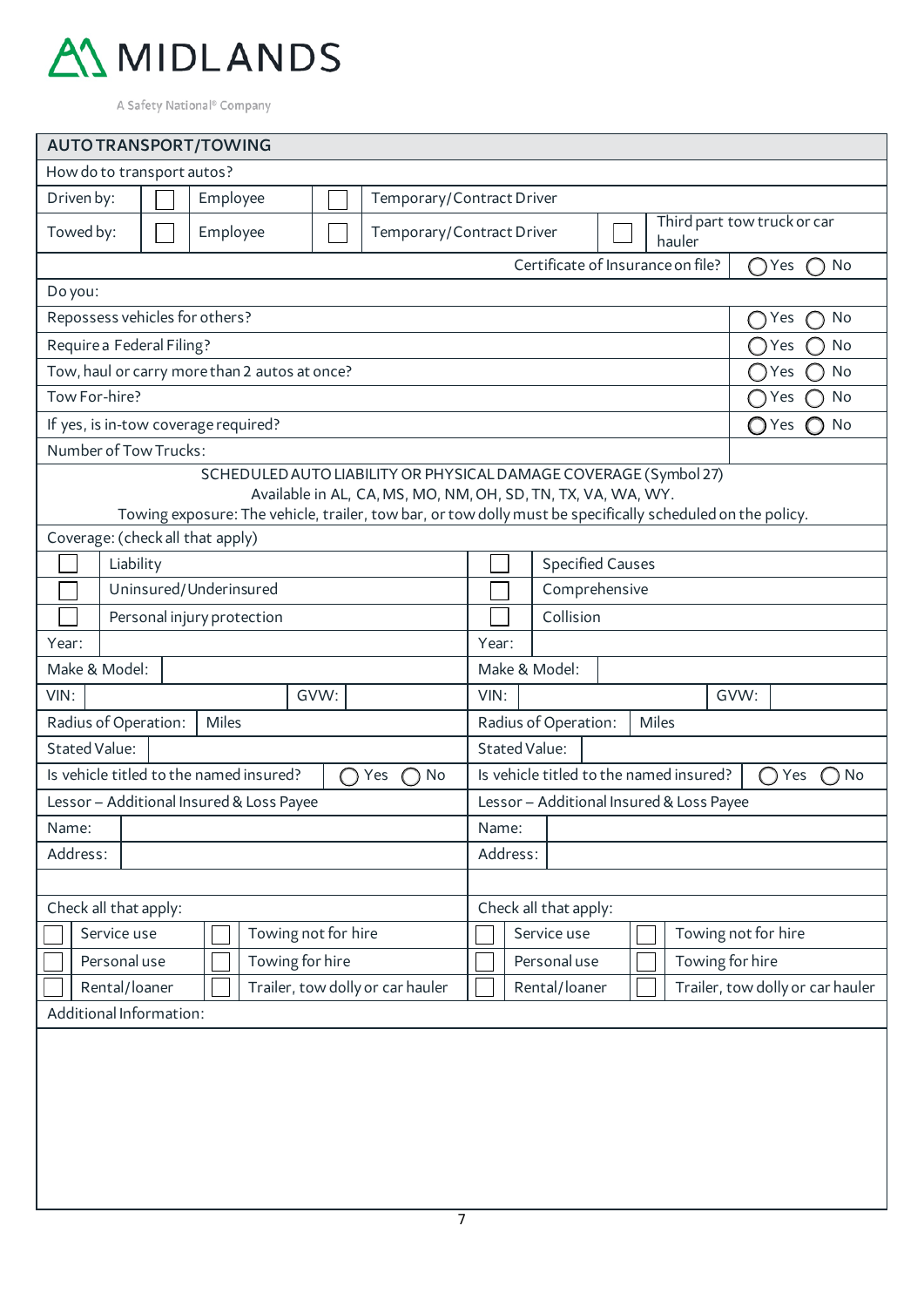MIDLANDS

A Safety National® Company

## AUTO TRANSPORT/TOWING

How do to transport autos?

| | | | | | | |
|---|---|---|---|---|---|---|
| Driven by: | ☐ | Employee | ☐ | Temporary/Contract Driver | | |
| Towed by: | ☐ | Employee | ☐ | Temporary/Contract Driver | ☐ | Third part tow truck or car hauler |

Certificate of Insurance on file? ◯ Yes ◯ No

Do you:

| | |
|---|---|
| Repossess vehicles for others? | ◯ Yes ◯ No |
| Require a Federal Filing? | ◯ Yes ◯ No |
| Tow, haul or carry more than 2 autos at once? | ◯ Yes ◯ No |
| Tow For-hire? | ◯ Yes ◯ No |
| If yes, is in-tow coverage required? | ◯ Yes ◯ No |
| Number of Tow Trucks: | |

SCHEDULED AUTO LIABILITY OR PHYSICAL DAMAGE COVERAGE (Symbol 27)
Available in AL, CA, MS, MO, NM, OH, SD, TN, TX, VA, WA, WY.
Towing exposure: The vehicle, trailer, tow bar, or tow dolly must be specifically scheduled on the policy.

Coverage: (check all that apply)

| | | | |
|---|---|---|---|
| ☐ | Liability | ☐ | Specified Causes |
| ☐ | Uninsured/Underinsured | ☐ | Comprehensive |
| ☐ | Personal injury protection | ☐ | Collision |

| Vehicle 1 | Vehicle 2 |
|---|---|
| Year: | Year: |
| Make & Model: | Make & Model: |
| VIN: GVW: | VIN: GVW: |
| Radius of Operation: Miles | Radius of Operation: Miles |
| Stated Value: | Stated Value: |
| Is vehicle titled to the named insured? ◯ Yes ◯ No | Is vehicle titled to the named insured? ◯ Yes ◯ No |
| Lessor – Additional Insured & Loss Payee | Lessor – Additional Insured & Loss Payee |
| Name: | Name: |
| Address: | Address: |
| | |
| Check all that apply: | Check all that apply: |
| ☐ Service use ☐ Towing not for hire | ☐ Service use ☐ Towing not for hire |
| ☐ Personal use ☐ Towing for hire | ☐ Personal use ☐ Towing for hire |
| ☐ Rental/loaner ☐ Trailer, tow dolly or car hauler | ☐ Rental/loaner ☐ Trailer, tow dolly or car hauler |

Additional Information: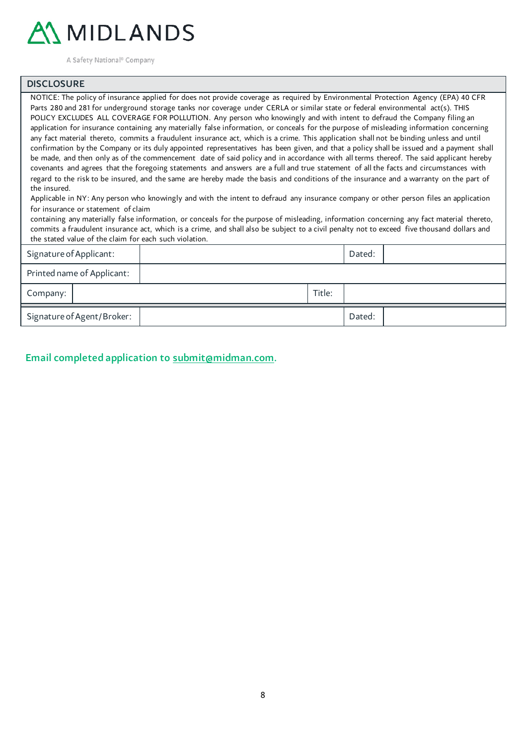MIDLANDS

A Safety National® Company

## DISCLOSURE

NOTICE: The policy of insurance applied for does not provide coverage as required by Environmental Protection Agency (EPA) 40 CFR Parts 280 and 281 for underground storage tanks nor coverage under CERLA or similar state or federal environmental act(s). THIS POLICY EXCLUDES ALL COVERAGE FOR POLLUTION. Any person who knowingly and with intent to defraud the Company filing an application for insurance containing any materially false information, or conceals for the purpose of misleading information concerning any fact material thereto, commits a fraudulent insurance act, which is a crime. This application shall not be binding unless and until confirmation by the Company or its duly appointed representatives has been given, and that a policy shall be issued and a payment shall be made, and then only as of the commencement date of said policy and in accordance with all terms thereof. The said applicant hereby covenants and agrees that the foregoing statements and answers are a full and true statement of all the facts and circumstances with regard to the risk to be insured, and the same are hereby made the basis and conditions of the insurance and a warranty on the part of the insured.

Applicable in NY: Any person who knowingly and with the intent to defraud any insurance company or other person files an application for insurance or statement of claim containing any materially false information, or conceals for the purpose of misleading, information concerning any fact material thereto, commits a fraudulent insurance act, which is a crime, and shall also be subject to a civil penalty not to exceed five thousand dollars and the stated value of the claim for each such violation.

| | | | |
|---|---|---|---|
| Signature of Applicant: | | Dated: | |
| Printed name of Applicant: | | | |
| Company: | | Title: | |
| Signature of Agent/Broker: | | Dated: | |

**Email completed application to submit@midman.com.**